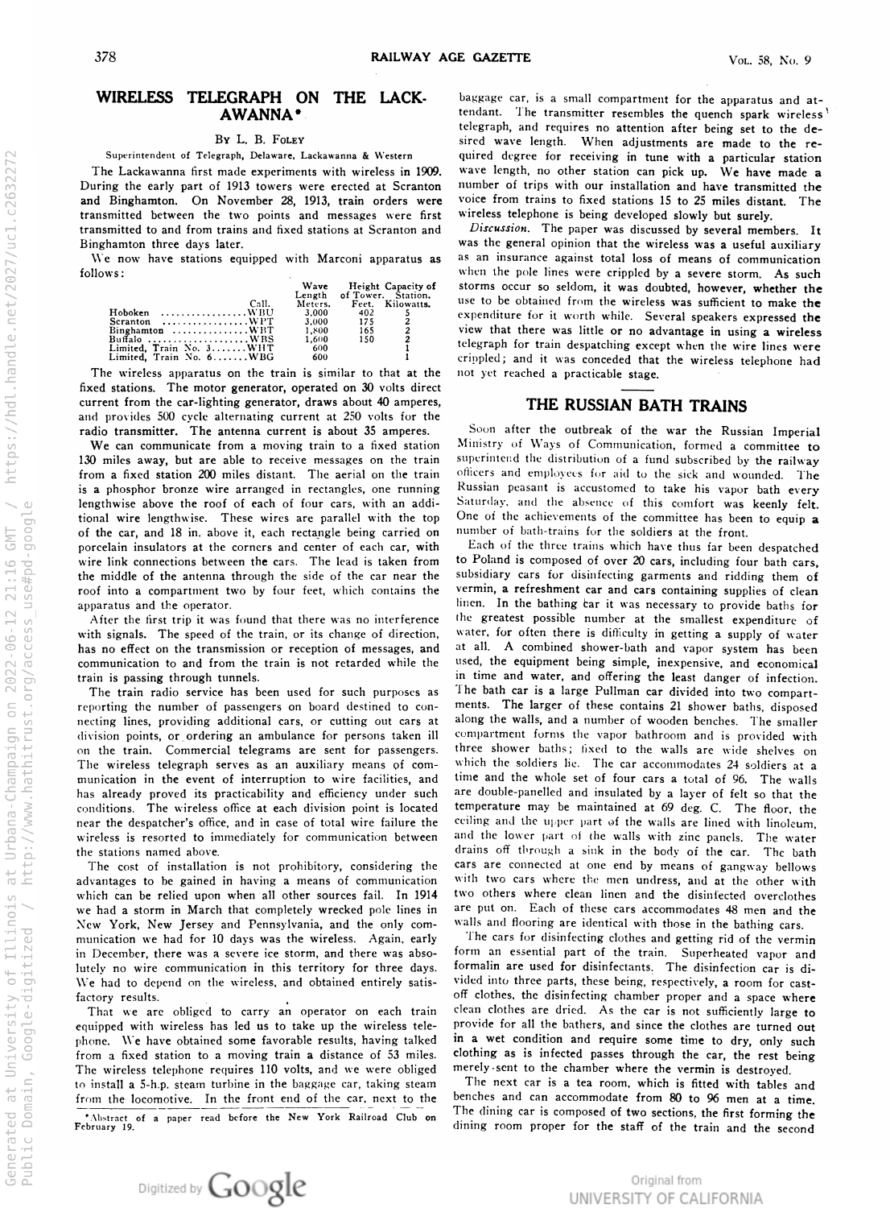# WIRELESS TELEGRAPH ON THE LACKAWANNA*

By L. B. Foley

Superintendent of Telegraph, Delaware, Lackawanna & Western

The Lackawanna first made experiments with wireless in 1909. During the early part of 1913 towers were erected at Scranton and Binghamton. On November 28, 1913, train orders were transmitted between the two points and messages were first transmitted to and from trains and fixed stations at Scranton and Binghamton three days later.

We now have stations equipped with Marconi apparatus as follows:

| | Call. | Wave Length Meters. | Height of Tower. Feet. | Capacity of Station. Kilowatts. |
|---|---|---|---|---|
| Hoboken | WBU | 3,000 | 402 | 5 |
| Scranton | WPT | 3,000 | 175 | 2 |
| Binghamton | WBT | 1,800 | 165 | 2 |
| Buffalo | WBS | 1,600 | 150 | 2 |
| Limited, Train No. 3 | WHT | 600 | | 1 |
| Limited, Train No. 6 | WBG | 600 | | 1 |

The wireless apparatus on the train is similar to that at the fixed stations. The motor generator, operated on 30 volts direct current from the car-lighting generator, draws about 40 amperes, and provides 500 cycle alternating current at 250 volts for the radio transmitter. The antenna current is about 35 amperes.

We can communicate from a moving train to a fixed station 130 miles away, but are able to receive messages on the train from a fixed station 200 miles distant. The aerial on the train is a phosphor bronze wire arranged in rectangles, one running lengthwise above the roof of each of four cars, with an additional wire lengthwise. These wires are parallel with the top of the car, and 18 in. above it, each rectangle being carried on porcelain insulators at the corners and center of each car, with wire link connections between the cars. The lead is taken from the middle of the antenna through the side of the car near the roof into a compartment two by four feet, which contains the apparatus and the operator.

After the first trip it was found that there was no interference with signals. The speed of the train, or its change of direction, has no effect on the transmission or reception of messages, and communication to and from the train is not retarded while the train is passing through tunnels.

The train radio service has been used for such purposes as reporting the number of passengers on board destined to connecting lines, providing additional cars, or cutting out cars at division points, or ordering an ambulance for persons taken ill on the train. Commercial telegrams are sent for passengers. The wireless telegraph serves as an auxiliary means of communication in the event of interruption to wire facilities, and has already proved its practicability and efficiency under such conditions. The wireless office at each division point is located near the despatcher's office, and in case of total wire failure the wireless is resorted to immediately for communication between the stations named above.

The cost of installation is not prohibitory, considering the advantages to be gained in having a means of communication which can be relied upon when all other sources fail. In 1914 we had a storm in March that completely wrecked pole lines in New York, New Jersey and Pennsylvania, and the only communication we had for 10 days was the wireless. Again, early in December, there was a severe ice storm, and there was absolutely no wire communication in this territory for three days. We had to depend on the wireless, and obtained entirely satisfactory results.

That we are obliged to carry an operator on each train equipped with wireless has led us to take up the wireless telephone. We have obtained some favorable results, having talked from a fixed station to a moving train a distance of 53 miles. The wireless telephone requires 110 volts, and we were obliged to install a 5-h.p. steam turbine in the baggage car, taking steam from the locomotive. In the front end of the car, next to the baggage car, is a small compartment for the apparatus and attendant. The transmitter resembles the quench spark wireless telegraph, and requires no attention after being set to the desired wave length. When adjustments are made to the required degree for receiving in tune with a particular station wave length, no other station can pick up. We have made a number of trips with our installation and have transmitted the voice from trains to fixed stations 15 to 25 miles distant. The wireless telephone is being developed slowly but surely.

*Discussion.* The paper was discussed by several members. It was the general opinion that the wireless was a useful auxiliary as an insurance against total loss of means of communication when the pole lines were crippled by a severe storm. As such storms occur so seldom, it was doubted, however, whether the use to be obtained from the wireless was sufficient to make the expenditure for it worth while. Several speakers expressed the view that there was little or no advantage in using a wireless telegraph for train despatching except when the wire lines were crippled; and it was conceded that the wireless telephone had not yet reached a practicable stage.

*Abstract of a paper read before the New York Railroad Club on February 19.

# THE RUSSIAN BATH TRAINS

Soon after the outbreak of the war the Russian Imperial Ministry of Ways of Communication, formed a committee to superintend the distribution of a fund subscribed by the railway officers and employees for aid to the sick and wounded. The Russian peasant is accustomed to take his vapor bath every Saturday, and the absence of this comfort was keenly felt. One of the achievements of the committee has been to equip a number of bath-trains for the soldiers at the front.

Each of the three trains which have thus far been despatched to Poland is composed of over 20 cars, including four bath cars, subsidiary cars for disinfecting garments and ridding them of vermin, a refreshment car and cars containing supplies of clean linen. In the bathing car it was necessary to provide baths for the greatest possible number at the smallest expenditure of water, for often there is difficulty in getting a supply of water at all. A combined shower-bath and vapor system has been used, the equipment being simple, inexpensive, and economical in time and water, and offering the least danger of infection. The bath car is a large Pullman car divided into two compartments. The larger of these contains 21 shower baths, disposed along the walls, and a number of wooden benches. The smaller compartment forms the vapor bathroom and is provided with three shower baths; fixed to the walls are wide shelves on which the soldiers lie. The car accommodates 24 soldiers at a time and the whole set of four cars a total of 96. The walls are double-panelled and insulated by a layer of felt so that the temperature may be maintained at 69 deg. C. The floor, the ceiling and the upper part of the walls are lined with linoleum, and the lower part of the walls with zinc panels. The water drains off through a sink in the body of the car. The bath cars are connected at one end by means of gangway bellows with two cars where the men undress, and at the other with two others where clean linen and the disinfected overclothes are put on. Each of these cars accommodates 48 men and the walls and flooring are identical with those in the bathing cars.

The cars for disinfecting clothes and getting rid of the vermin form an essential part of the train. Superheated vapor and formalin are used for disinfectants. The disinfection car is divided into three parts, these being, respectively, a room for cast-off clothes, the disinfecting chamber proper and a space where clean clothes are dried. As the car is not sufficiently large to provide for all the bathers, and since the clothes are turned out in a wet condition and require some time to dry, only such clothing as is infected passes through the car, the rest being merely sent to the chamber where the vermin is destroyed.

The next car is a tea room, which is fitted with tables and benches and can accommodate from 80 to 96 men at a time. The dining car is composed of two sections, the first forming the dining room proper for the staff of the train and the second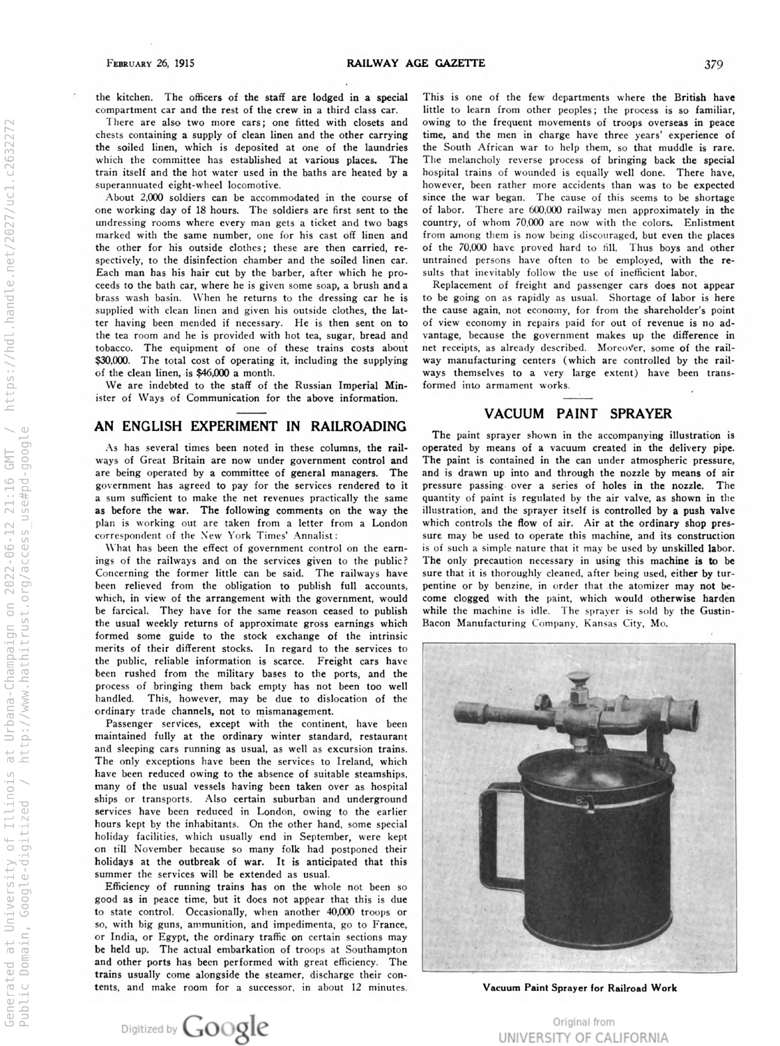the kitchen. The officers of the staff are lodged in a special compartment car and the rest of the crew in a third class car.

There are also two more cars; one fitted with closets and chests containing a supply of clean linen and the other carrying the soiled linen, which is deposited at one of the laundries which the committee has established at various places. The train itself and the hot water used in the baths are heated by a superannuated eight-wheel locomotive.

About 2,000 soldiers can be accommodated in the course of one working day of 18 hours. The soldiers are first sent to the undressing rooms where every man gets a ticket and two bags marked with the same number, one for his cast off linen and the other for his outside clothes; these are then carried, respectively, to the disinfection chamber and the soiled linen car. Each man has his hair cut by the barber, after which he proceeds to the bath car, where he is given some soap, a brush and a brass wash basin. When he returns to the dressing car he is supplied with clean linen and given his outside clothes, the latter having been mended if necessary. He is then sent on to the tea room and he is provided with hot tea, sugar, bread and tobacco. The equipment of one of these trains costs about $30,000. The total cost of operating it, including the supplying of the clean linen, is $46,000 a month.

We are indebted to the staff of the Russian Imperial Minister of Ways of Communication for the above information.

## AN ENGLISH EXPERIMENT IN RAILROADING

As has several times been noted in these columns, the railways of Great Britain are now under government control and are being operated by a committee of general managers. The government has agreed to pay for the services rendered to it a sum sufficient to make the net revenues practically the same as before the war. The following comments on the way the plan is working out are taken from a letter from a London correspondent of the New York Times' Annalist:

What has been the effect of government control on the earnings of the railways and on the services given to the public? Concerning the former little can be said. The railways have been relieved from the obligation to publish full accounts, which, in view of the arrangement with the government, would be farcical. They have for the same reason ceased to publish the usual weekly returns of approximate gross earnings which formed some guide to the stock exchange of the intrinsic merits of their different stocks. In regard to the services to the public, reliable information is scarce. Freight cars have been rushed from the military bases to the ports, and the process of bringing them back empty has not been too well handled. This, however, may be due to dislocation of the ordinary trade channels, not to mismanagement.

Passenger services, except with the continent, have been maintained fully at the ordinary winter standard, restaurant and sleeping cars running as usual, as well as excursion trains. The only exceptions have been the services to Ireland, which have been reduced owing to the absence of suitable steamships, many of the usual vessels having been taken over as hospital ships or transports. Also certain suburban and underground services have been reduced in London, owing to the earlier hours kept by the inhabitants. On the other hand, some special holiday facilities, which usually end in September, were kept on till November because so many folk had postponed their holidays at the outbreak of war. It is anticipated that this summer the services will be extended as usual.

Efficiency of running trains has on the whole not been so good as in peace time, but it does not appear that this is due to state control. Occasionally, when another 40,000 troops or so, with big guns, ammunition, and impedimenta, go to France, or India, or Egypt, the ordinary traffic on certain sections may be held up. The actual embarkation of troops at Southampton and other ports has been performed with great efficiency. The trains usually come alongside the steamer, discharge their contents, and make room for a successor, in about 12 minutes. This is one of the few departments where the British have little to learn from other peoples; the process is so familiar, owing to the frequent movements of troops overseas in peace time, and the men in charge have three years' experience of the South African war to help them, so that muddle is rare. The melancholy reverse process of bringing back the special hospital trains of wounded is equally well done. There have, however, been rather more accidents than was to be expected since the war began. The cause of this seems to be shortage of labor. There are 600,000 railway men approximately in the country, of whom 70,000 are now with the colors. Enlistment from among them is now being discouraged, but even the places of the 70,000 have proved hard to fill. Thus boys and other untrained persons have often to be employed, with the results that inevitably follow the use of inefficient labor.

Replacement of freight and passenger cars does not appear to be going on as rapidly as usual. Shortage of labor is here the cause again, not economy, for from the shareholder's point of view economy in repairs paid for out of revenue is no advantage, because the government makes up the difference in net receipts, as already described. Moreover, some of the railway manufacturing centers (which are controlled by the railways themselves to a very large extent) have been transformed into armament works.

## VACUUM PAINT SPRAYER

The paint sprayer shown in the accompanying illustration is operated by means of a vacuum created in the delivery pipe. The paint is contained in the can under atmospheric pressure, and is drawn up into and through the nozzle by means of air pressure passing over a series of holes in the nozzle. The quantity of paint is regulated by the air valve, as shown in the illustration, and the sprayer itself is controlled by a push valve which controls the flow of air. Air at the ordinary shop pressure may be used to operate this machine, and its construction is of such a simple nature that it may be used by unskilled labor. The only precaution necessary in using this machine is to be sure that it is thoroughly cleaned, after being used, either by turpentine or by benzine, in order that the atomizer may not become clogged with the paint, which would otherwise harden while the machine is idle. The sprayer is sold by the Gustin-Bacon Manufacturing Company, Kansas City, Mo.

**Vacuum Paint Sprayer for Railroad Work**